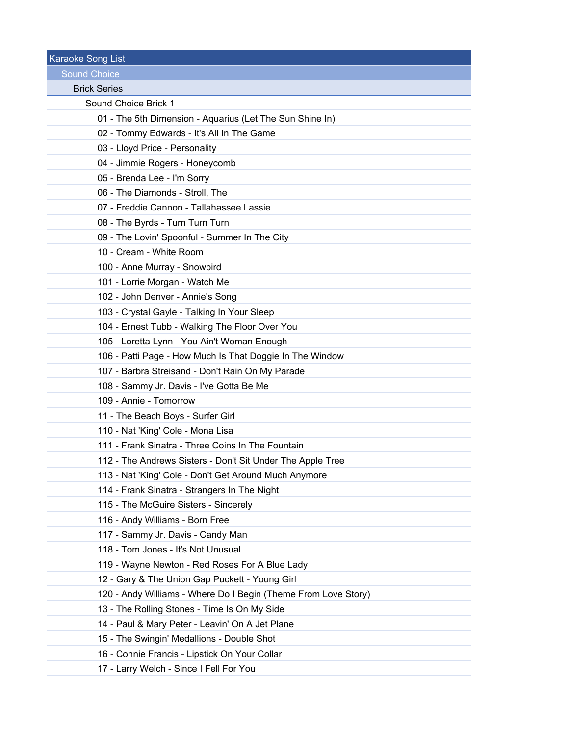# Karaoke Song List

## Sound Choice

### Brick Series

#### Sound Choice Brick 1

01 - The 5th Dimension - Aquarius (Let The Sun Shine In)

02 - Tommy Edwards - It's All In The Game

03 - Lloyd Price - Personality

04 - Jimmie Rogers - Honeycomb

05 - Brenda Lee - I'm Sorry

06 - The Diamonds - Stroll, The

07 - Freddie Cannon - Tallahassee Lassie

08 - The Byrds - Turn Turn Turn

09 - The Lovin' Spoonful - Summer In The City

10 - Cream - White Room

100 - Anne Murray - Snowbird

101 - Lorrie Morgan - Watch Me

102 - John Denver - Annie's Song

103 - Crystal Gayle - Talking In Your Sleep

104 - Ernest Tubb - Walking The Floor Over You

105 - Loretta Lynn - You Ain't Woman Enough

106 - Patti Page - How Much Is That Doggie In The Window

107 - Barbra Streisand - Don't Rain On My Parade

108 - Sammy Jr. Davis - I've Gotta Be Me

109 - Annie - Tomorrow

11 - The Beach Boys - Surfer Girl

110 - Nat 'King' Cole - Mona Lisa

111 - Frank Sinatra - Three Coins In The Fountain

112 - The Andrews Sisters - Don't Sit Under The Apple Tree

113 - Nat 'King' Cole - Don't Get Around Much Anymore

114 - Frank Sinatra - Strangers In The Night

115 - The McGuire Sisters - Sincerely

116 - Andy Williams - Born Free

117 - Sammy Jr. Davis - Candy Man

118 - Tom Jones - It's Not Unusual

119 - Wayne Newton - Red Roses For A Blue Lady

12 - Gary & The Union Gap Puckett - Young Girl

120 - Andy Williams - Where Do I Begin (Theme From Love Story)

13 - The Rolling Stones - Time Is On My Side

14 - Paul & Mary Peter - Leavin' On A Jet Plane

15 - The Swingin' Medallions - Double Shot

16 - Connie Francis - Lipstick On Your Collar

17 - Larry Welch - Since I Fell For You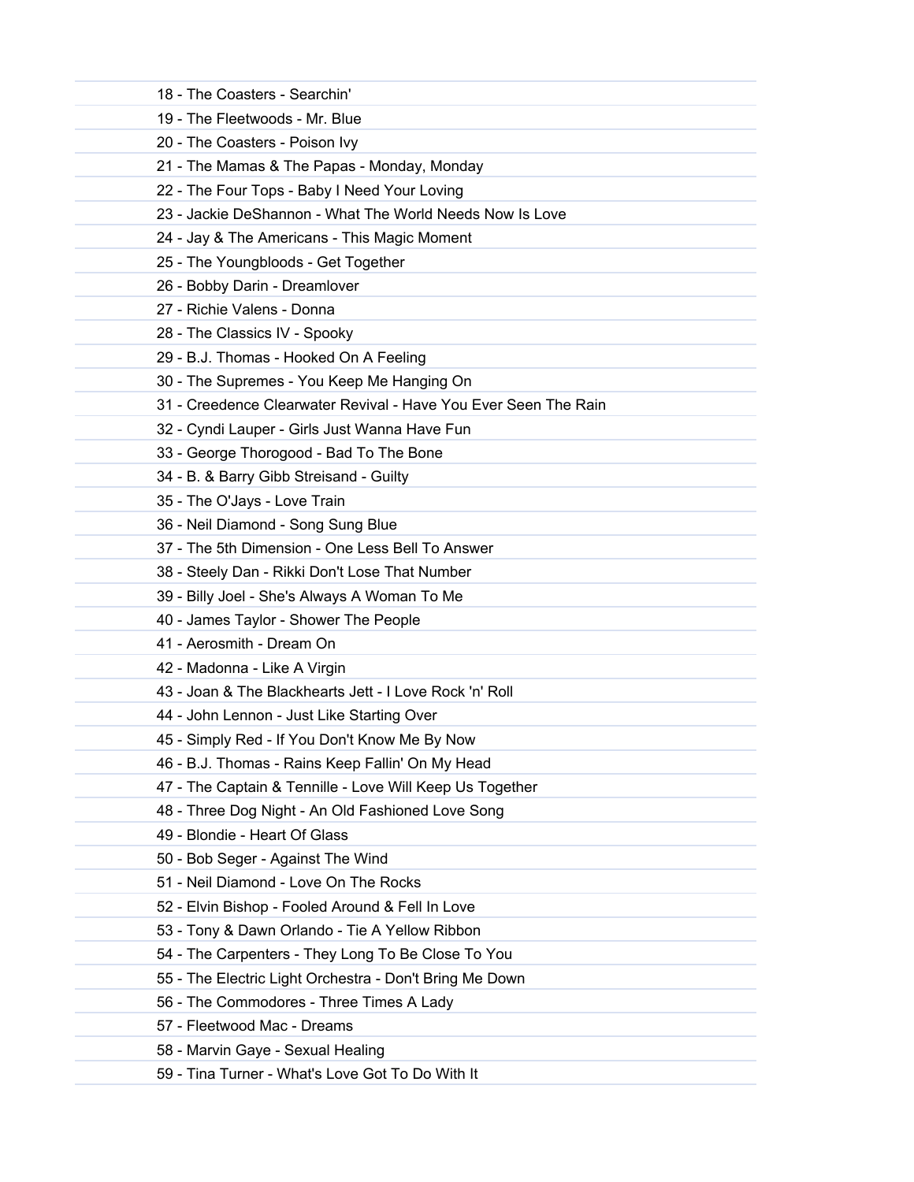18 - The Coasters - Searchin'

19 - The Fleetwoods - Mr. Blue

20 - The Coasters - Poison Ivy

21 - The Mamas & The Papas - Monday, Monday

22 - The Four Tops - Baby I Need Your Loving

23 - Jackie DeShannon - What The World Needs Now Is Love

24 - Jay & The Americans - This Magic Moment

25 - The Youngbloods - Get Together

26 - Bobby Darin - Dreamlover

27 - Richie Valens - Donna

28 - The Classics IV - Spooky

29 - B.J. Thomas - Hooked On A Feeling

30 - The Supremes - You Keep Me Hanging On

31 - Creedence Clearwater Revival - Have You Ever Seen The Rain

32 - Cyndi Lauper - Girls Just Wanna Have Fun

33 - George Thorogood - Bad To The Bone

34 - B. & Barry Gibb Streisand - Guilty

35 - The O'Jays - Love Train

36 - Neil Diamond - Song Sung Blue

37 - The 5th Dimension - One Less Bell To Answer

38 - Steely Dan - Rikki Don't Lose That Number

39 - Billy Joel - She's Always A Woman To Me

40 - James Taylor - Shower The People

41 - Aerosmith - Dream On

42 - Madonna - Like A Virgin

43 - Joan & The Blackhearts Jett - I Love Rock 'n' Roll

44 - John Lennon - Just Like Starting Over

45 - Simply Red - If You Don't Know Me By Now

46 - B.J. Thomas - Rains Keep Fallin' On My Head

47 - The Captain & Tennille - Love Will Keep Us Together

48 - Three Dog Night - An Old Fashioned Love Song

49 - Blondie - Heart Of Glass

50 - Bob Seger - Against The Wind

51 - Neil Diamond - Love On The Rocks

52 - Elvin Bishop - Fooled Around & Fell In Love

53 - Tony & Dawn Orlando - Tie A Yellow Ribbon

54 - The Carpenters - They Long To Be Close To You

55 - The Electric Light Orchestra - Don't Bring Me Down

56 - The Commodores - Three Times A Lady

57 - Fleetwood Mac - Dreams

58 - Marvin Gaye - Sexual Healing

59 - Tina Turner - What's Love Got To Do With It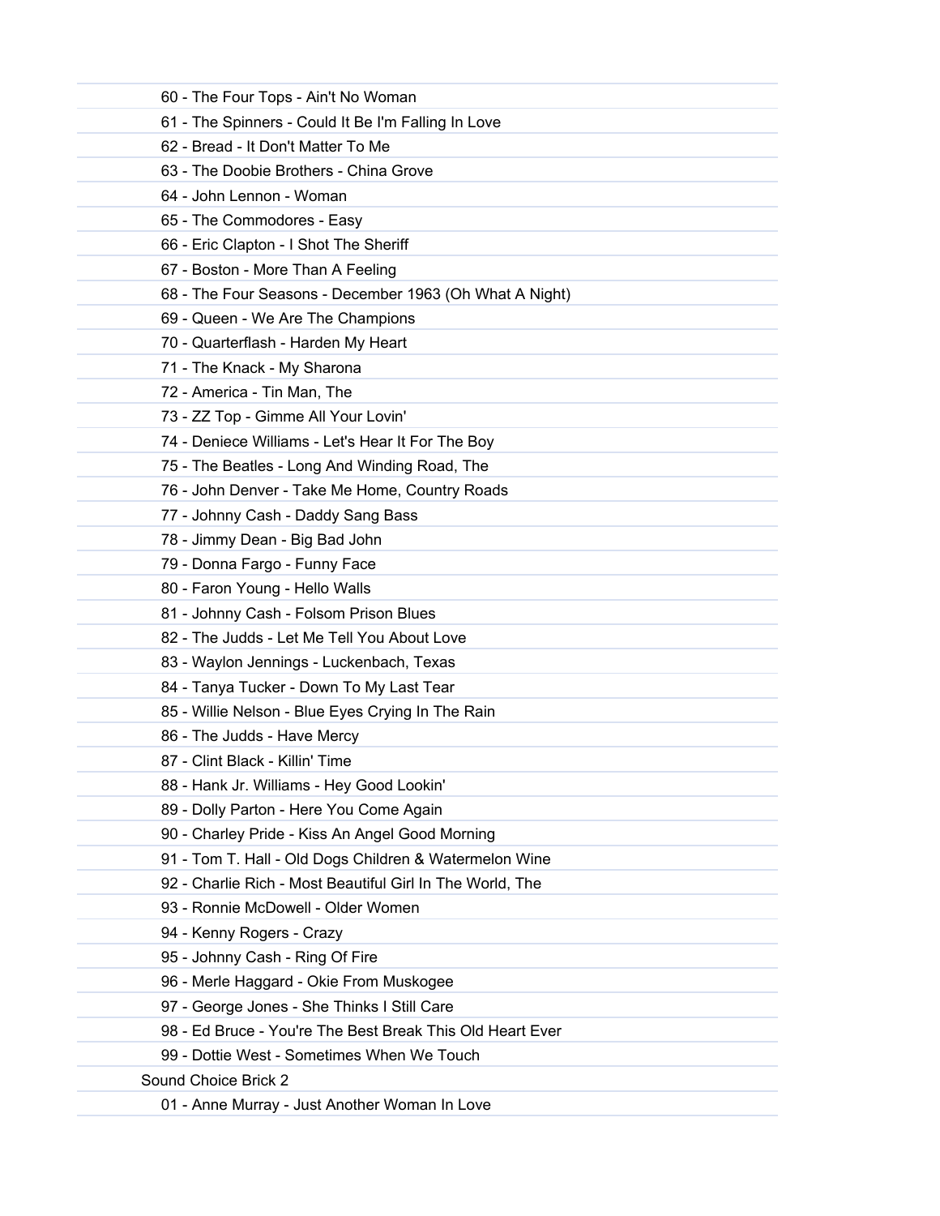60 - The Four Tops - Ain't No Woman
61 - The Spinners - Could It Be I'm Falling In Love
62 - Bread - It Don't Matter To Me
63 - The Doobie Brothers - China Grove
64 - John Lennon - Woman
65 - The Commodores - Easy
66 - Eric Clapton - I Shot The Sheriff
67 - Boston - More Than A Feeling
68 - The Four Seasons - December 1963 (Oh What A Night)
69 - Queen - We Are The Champions
70 - Quarterflash - Harden My Heart
71 - The Knack - My Sharona
72 - America - Tin Man, The
73 - ZZ Top - Gimme All Your Lovin'
74 - Deniece Williams - Let's Hear It For The Boy
75 - The Beatles - Long And Winding Road, The
76 - John Denver - Take Me Home, Country Roads
77 - Johnny Cash - Daddy Sang Bass
78 - Jimmy Dean - Big Bad John
79 - Donna Fargo - Funny Face
80 - Faron Young - Hello Walls
81 - Johnny Cash - Folsom Prison Blues
82 - The Judds - Let Me Tell You About Love
83 - Waylon Jennings - Luckenbach, Texas
84 - Tanya Tucker - Down To My Last Tear
85 - Willie Nelson - Blue Eyes Crying In The Rain
86 - The Judds - Have Mercy
87 - Clint Black - Killin' Time
88 - Hank Jr. Williams - Hey Good Lookin'
89 - Dolly Parton - Here You Come Again
90 - Charley Pride - Kiss An Angel Good Morning
91 - Tom T. Hall - Old Dogs Children & Watermelon Wine
92 - Charlie Rich - Most Beautiful Girl In The World, The
93 - Ronnie McDowell - Older Women
94 - Kenny Rogers - Crazy
95 - Johnny Cash - Ring Of Fire
96 - Merle Haggard - Okie From Muskogee
97 - George Jones - She Thinks I Still Care
98 - Ed Bruce - You're The Best Break This Old Heart Ever
99 - Dottie West - Sometimes When We Touch

Sound Choice Brick 2

01 - Anne Murray - Just Another Woman In Love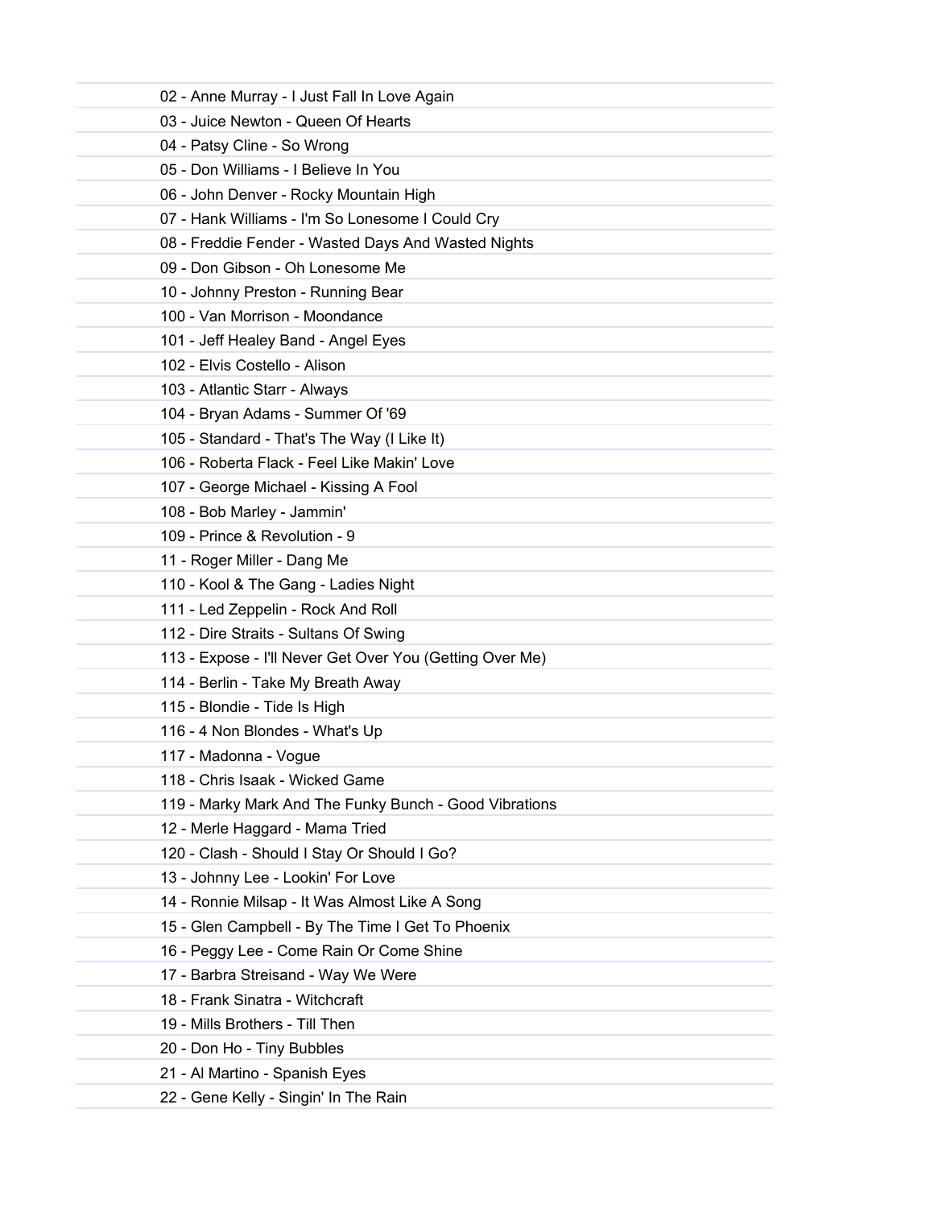02 - Anne Murray - I Just Fall In Love Again
03 - Juice Newton - Queen Of Hearts
04 - Patsy Cline - So Wrong
05 - Don Williams - I Believe In You
06 - John Denver - Rocky Mountain High
07 - Hank Williams - I'm So Lonesome I Could Cry
08 - Freddie Fender - Wasted Days And Wasted Nights
09 - Don Gibson - Oh Lonesome Me
10 - Johnny Preston - Running Bear
100 - Van Morrison - Moondance
101 - Jeff Healey Band - Angel Eyes
102 - Elvis Costello - Alison
103 - Atlantic Starr - Always
104 - Bryan Adams - Summer Of '69
105 - Standard - That's The Way (I Like It)
106 - Roberta Flack - Feel Like Makin' Love
107 - George Michael - Kissing A Fool
108 - Bob Marley - Jammin'
109 - Prince & Revolution - 9
11 - Roger Miller - Dang Me
110 - Kool & The Gang - Ladies Night
111 - Led Zeppelin - Rock And Roll
112 - Dire Straits - Sultans Of Swing
113 - Expose - I'll Never Get Over You (Getting Over Me)
114 - Berlin - Take My Breath Away
115 - Blondie - Tide Is High
116 - 4 Non Blondes - What's Up
117 - Madonna - Vogue
118 - Chris Isaak - Wicked Game
119 - Marky Mark And The Funky Bunch - Good Vibrations
12 - Merle Haggard - Mama Tried
120 - Clash - Should I Stay Or Should I Go?
13 - Johnny Lee - Lookin' For Love
14 - Ronnie Milsap - It Was Almost Like A Song
15 - Glen Campbell - By The Time I Get To Phoenix
16 - Peggy Lee - Come Rain Or Come Shine
17 - Barbra Streisand - Way We Were
18 - Frank Sinatra - Witchcraft
19 - Mills Brothers - Till Then
20 - Don Ho - Tiny Bubbles
21 - Al Martino - Spanish Eyes
22 - Gene Kelly - Singin' In The Rain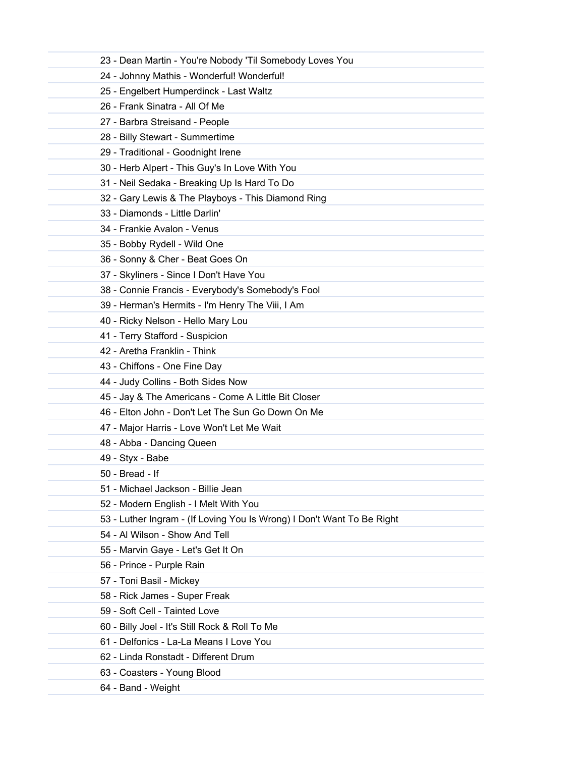23 - Dean Martin - You're Nobody 'Til Somebody Loves You

24 - Johnny Mathis - Wonderful! Wonderful!

25 - Engelbert Humperdinck - Last Waltz

26 - Frank Sinatra - All Of Me

27 - Barbra Streisand - People

28 - Billy Stewart - Summertime

29 - Traditional - Goodnight Irene

30 - Herb Alpert - This Guy's In Love With You

31 - Neil Sedaka - Breaking Up Is Hard To Do

32 - Gary Lewis & The Playboys - This Diamond Ring

33 - Diamonds - Little Darlin'

34 - Frankie Avalon - Venus

35 - Bobby Rydell - Wild One

36 - Sonny & Cher - Beat Goes On

37 - Skyliners - Since I Don't Have You

38 - Connie Francis - Everybody's Somebody's Fool

39 - Herman's Hermits - I'm Henry The Viii, I Am

40 - Ricky Nelson - Hello Mary Lou

41 - Terry Stafford - Suspicion

42 - Aretha Franklin - Think

43 - Chiffons - One Fine Day

44 - Judy Collins - Both Sides Now

45 - Jay & The Americans - Come A Little Bit Closer

46 - Elton John - Don't Let The Sun Go Down On Me

47 - Major Harris - Love Won't Let Me Wait

48 - Abba - Dancing Queen

49 - Styx - Babe

50 - Bread - If

51 - Michael Jackson - Billie Jean

52 - Modern English - I Melt With You

53 - Luther Ingram - (If Loving You Is Wrong) I Don't Want To Be Right

54 - Al Wilson - Show And Tell

55 - Marvin Gaye - Let's Get It On

56 - Prince - Purple Rain

57 - Toni Basil - Mickey

58 - Rick James - Super Freak

59 - Soft Cell - Tainted Love

60 - Billy Joel - It's Still Rock & Roll To Me

61 - Delfonics - La-La Means I Love You

62 - Linda Ronstadt - Different Drum

63 - Coasters - Young Blood

64 - Band - Weight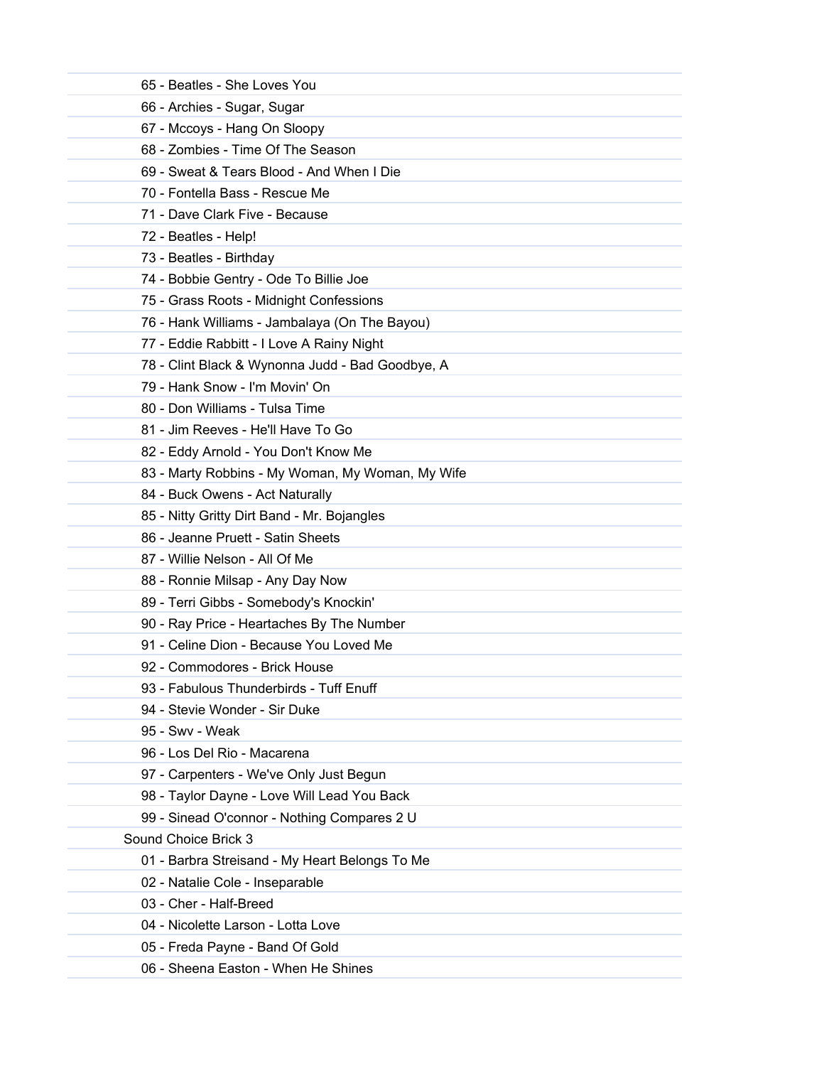65 - Beatles - She Loves You

66 - Archies - Sugar, Sugar

67 - Mccoys - Hang On Sloopy

68 - Zombies - Time Of The Season

69 - Sweat & Tears Blood - And When I Die

70 - Fontella Bass - Rescue Me

71 - Dave Clark Five - Because

72 - Beatles - Help!

73 - Beatles - Birthday

74 - Bobbie Gentry - Ode To Billie Joe

75 - Grass Roots - Midnight Confessions

76 - Hank Williams - Jambalaya (On The Bayou)

77 - Eddie Rabbitt - I Love A Rainy Night

78 - Clint Black & Wynonna Judd - Bad Goodbye, A

79 - Hank Snow - I'm Movin' On

80 - Don Williams - Tulsa Time

81 - Jim Reeves - He'll Have To Go

82 - Eddy Arnold - You Don't Know Me

83 - Marty Robbins - My Woman, My Woman, My Wife

84 - Buck Owens - Act Naturally

85 - Nitty Gritty Dirt Band - Mr. Bojangles

86 - Jeanne Pruett - Satin Sheets

87 - Willie Nelson - All Of Me

88 - Ronnie Milsap - Any Day Now

89 - Terri Gibbs - Somebody's Knockin'

90 - Ray Price - Heartaches By The Number

91 - Celine Dion - Because You Loved Me

92 - Commodores - Brick House

93 - Fabulous Thunderbirds - Tuff Enuff

94 - Stevie Wonder - Sir Duke

95 - Swv - Weak

96 - Los Del Rio - Macarena

97 - Carpenters - We've Only Just Begun

98 - Taylor Dayne - Love Will Lead You Back

99 - Sinead O'connor - Nothing Compares 2 U

Sound Choice Brick 3

01 - Barbra Streisand - My Heart Belongs To Me

02 - Natalie Cole - Inseparable

03 - Cher - Half-Breed

04 - Nicolette Larson - Lotta Love

05 - Freda Payne - Band Of Gold

06 - Sheena Easton - When He Shines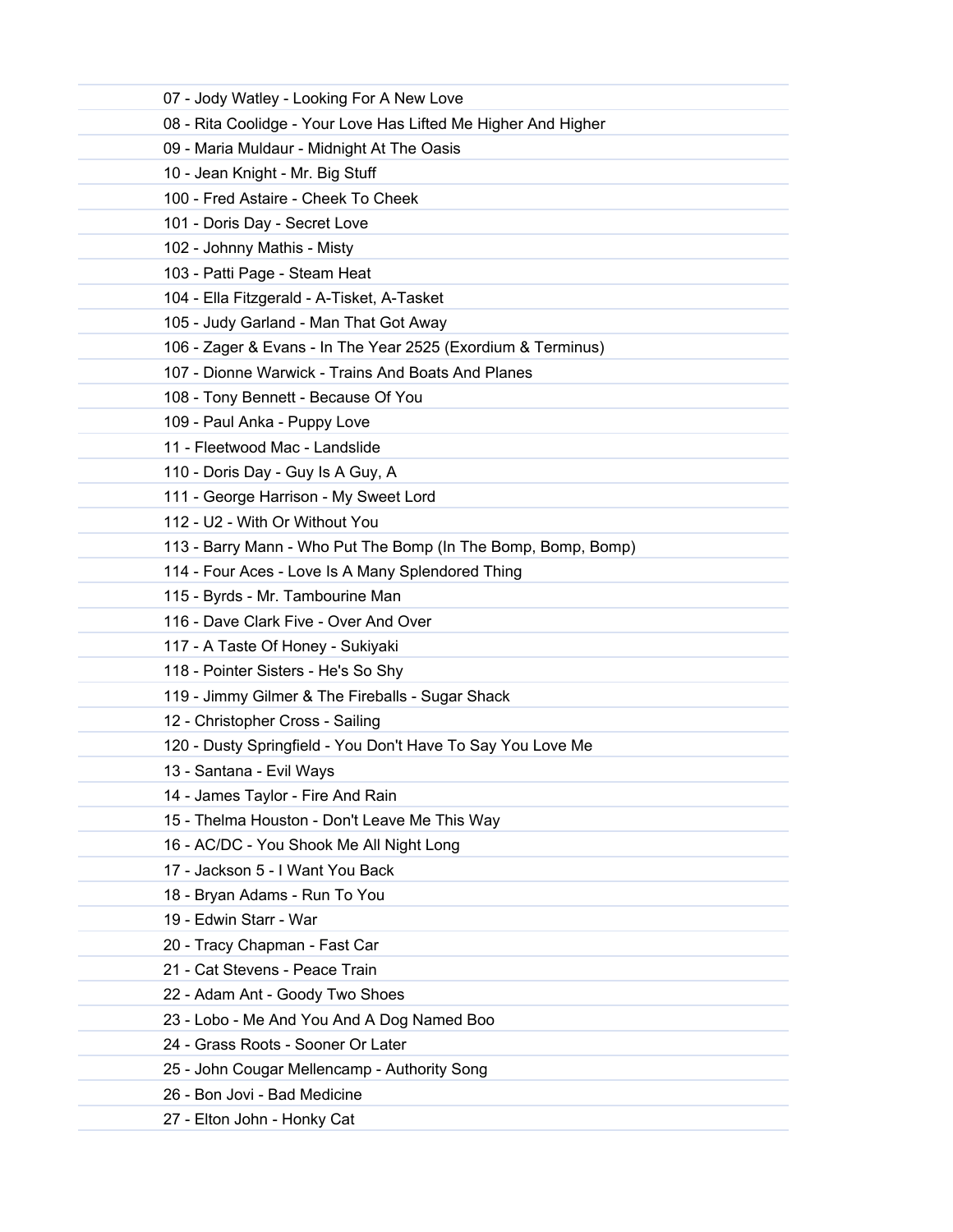07 - Jody Watley - Looking For A New Love

08 - Rita Coolidge - Your Love Has Lifted Me Higher And Higher

09 - Maria Muldaur - Midnight At The Oasis

10 - Jean Knight - Mr. Big Stuff

100 - Fred Astaire - Cheek To Cheek

101 - Doris Day - Secret Love

102 - Johnny Mathis - Misty

103 - Patti Page - Steam Heat

104 - Ella Fitzgerald - A-Tisket, A-Tasket

105 - Judy Garland - Man That Got Away

106 - Zager & Evans - In The Year 2525 (Exordium & Terminus)

107 - Dionne Warwick - Trains And Boats And Planes

108 - Tony Bennett - Because Of You

109 - Paul Anka - Puppy Love

11 - Fleetwood Mac - Landslide

110 - Doris Day - Guy Is A Guy, A

111 - George Harrison - My Sweet Lord

112 - U2 - With Or Without You

113 - Barry Mann - Who Put The Bomp (In The Bomp, Bomp, Bomp)

114 - Four Aces - Love Is A Many Splendored Thing

115 - Byrds - Mr. Tambourine Man

116 - Dave Clark Five - Over And Over

117 - A Taste Of Honey - Sukiyaki

118 - Pointer Sisters - He's So Shy

119 - Jimmy Gilmer & The Fireballs - Sugar Shack

12 - Christopher Cross - Sailing

120 - Dusty Springfield - You Don't Have To Say You Love Me

13 - Santana - Evil Ways

14 - James Taylor - Fire And Rain

15 - Thelma Houston - Don't Leave Me This Way

16 - AC/DC - You Shook Me All Night Long

17 - Jackson 5 - I Want You Back

18 - Bryan Adams - Run To You

19 - Edwin Starr - War

20 - Tracy Chapman - Fast Car

21 - Cat Stevens - Peace Train

22 - Adam Ant - Goody Two Shoes

23 - Lobo - Me And You And A Dog Named Boo

24 - Grass Roots - Sooner Or Later

25 - John Cougar Mellencamp - Authority Song

26 - Bon Jovi - Bad Medicine

27 - Elton John - Honky Cat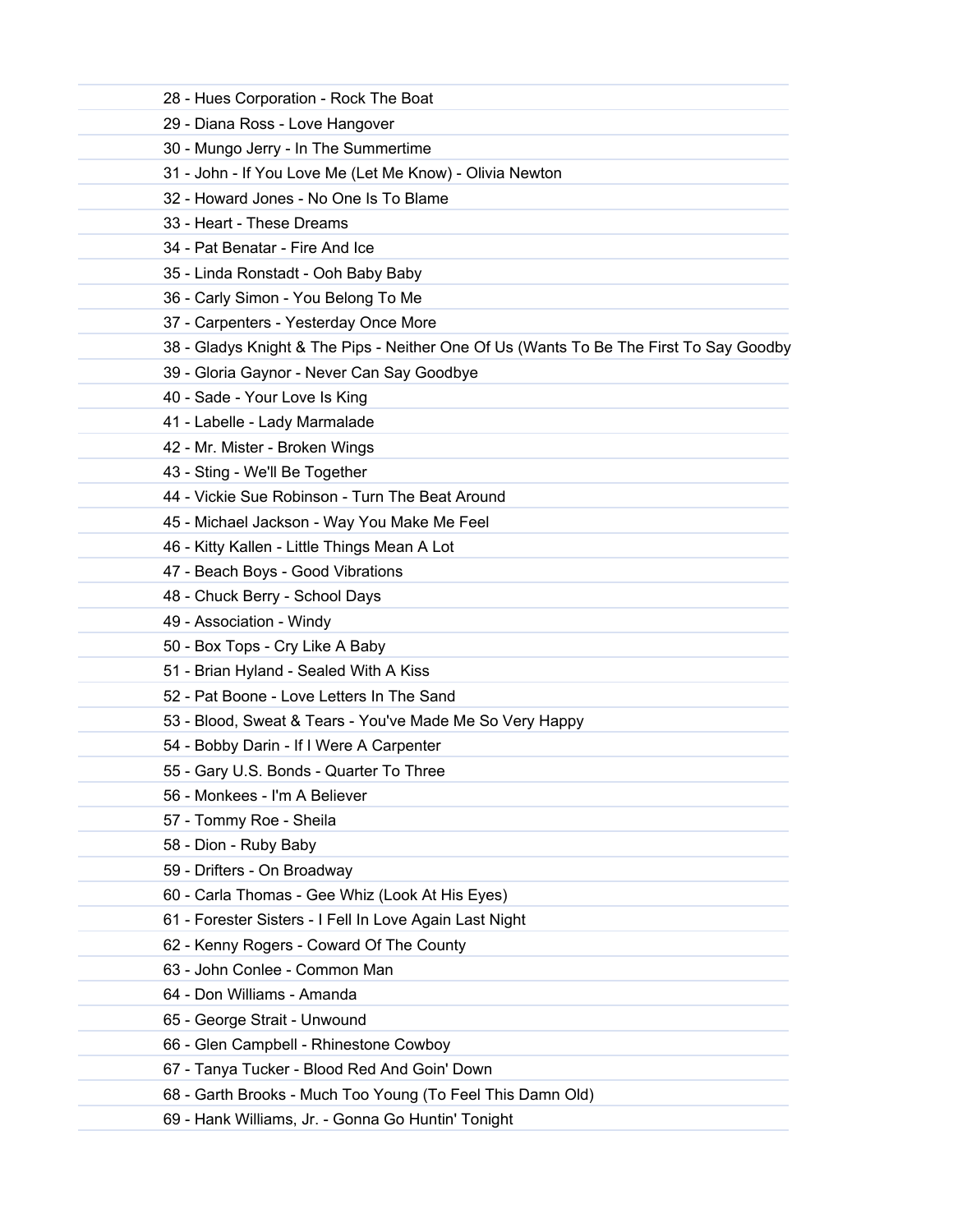28 - Hues Corporation - Rock The Boat

29 - Diana Ross - Love Hangover

30 - Mungo Jerry - In The Summertime

31 - John - If You Love Me (Let Me Know) - Olivia Newton

32 - Howard Jones - No One Is To Blame

33 - Heart - These Dreams

34 - Pat Benatar - Fire And Ice

35 - Linda Ronstadt - Ooh Baby Baby

36 - Carly Simon - You Belong To Me

37 - Carpenters - Yesterday Once More

38 - Gladys Knight & The Pips - Neither One Of Us (Wants To Be The First To Say Goodby

39 - Gloria Gaynor - Never Can Say Goodbye

40 - Sade - Your Love Is King

41 - Labelle - Lady Marmalade

42 - Mr. Mister - Broken Wings

43 - Sting - We'll Be Together

44 - Vickie Sue Robinson - Turn The Beat Around

45 - Michael Jackson - Way You Make Me Feel

46 - Kitty Kallen - Little Things Mean A Lot

47 - Beach Boys - Good Vibrations

48 - Chuck Berry - School Days

49 - Association - Windy

50 - Box Tops - Cry Like A Baby

51 - Brian Hyland - Sealed With A Kiss

52 - Pat Boone - Love Letters In The Sand

53 - Blood, Sweat & Tears - You've Made Me So Very Happy

54 - Bobby Darin - If I Were A Carpenter

55 - Gary U.S. Bonds - Quarter To Three

56 - Monkees - I'm A Believer

57 - Tommy Roe - Sheila

58 - Dion - Ruby Baby

59 - Drifters - On Broadway

60 - Carla Thomas - Gee Whiz (Look At His Eyes)

61 - Forester Sisters - I Fell In Love Again Last Night

62 - Kenny Rogers - Coward Of The County

63 - John Conlee - Common Man

64 - Don Williams - Amanda

65 - George Strait - Unwound

66 - Glen Campbell - Rhinestone Cowboy

67 - Tanya Tucker - Blood Red And Goin' Down

68 - Garth Brooks - Much Too Young (To Feel This Damn Old)

69 - Hank Williams, Jr. - Gonna Go Huntin' Tonight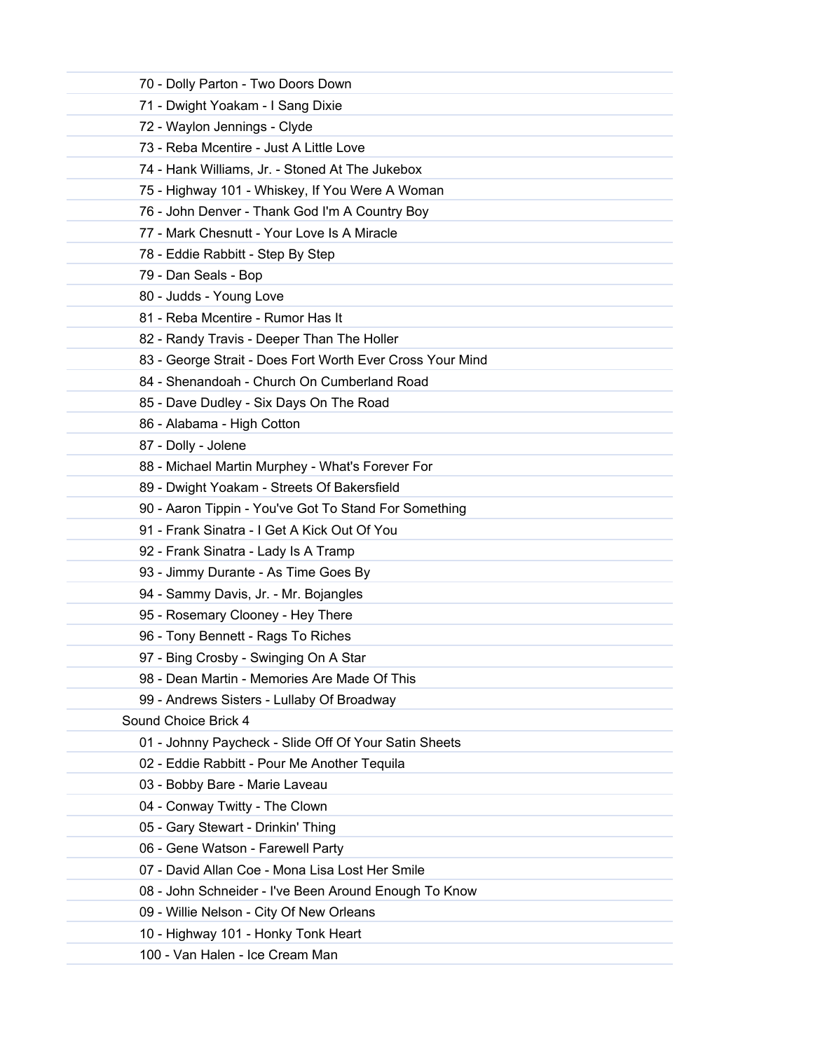70 - Dolly Parton - Two Doors Down
71 - Dwight Yoakam - I Sang Dixie
72 - Waylon Jennings - Clyde
73 - Reba Mcentire - Just A Little Love
74 - Hank Williams, Jr. - Stoned At The Jukebox
75 - Highway 101 - Whiskey, If You Were A Woman
76 - John Denver - Thank God I'm A Country Boy
77 - Mark Chesnutt - Your Love Is A Miracle
78 - Eddie Rabbitt - Step By Step
79 - Dan Seals - Bop
80 - Judds - Young Love
81 - Reba Mcentire - Rumor Has It
82 - Randy Travis - Deeper Than The Holler
83 - George Strait - Does Fort Worth Ever Cross Your Mind
84 - Shenandoah - Church On Cumberland Road
85 - Dave Dudley - Six Days On The Road
86 - Alabama - High Cotton
87 - Dolly - Jolene
88 - Michael Martin Murphey - What's Forever For
89 - Dwight Yoakam - Streets Of Bakersfield
90 - Aaron Tippin - You've Got To Stand For Something
91 - Frank Sinatra - I Get A Kick Out Of You
92 - Frank Sinatra - Lady Is A Tramp
93 - Jimmy Durante - As Time Goes By
94 - Sammy Davis, Jr. - Mr. Bojangles
95 - Rosemary Clooney - Hey There
96 - Tony Bennett - Rags To Riches
97 - Bing Crosby - Swinging On A Star
98 - Dean Martin - Memories Are Made Of This
99 - Andrews Sisters - Lullaby Of Broadway

Sound Choice Brick 4

01 - Johnny Paycheck - Slide Off Of Your Satin Sheets
02 - Eddie Rabbitt - Pour Me Another Tequila
03 - Bobby Bare - Marie Laveau
04 - Conway Twitty - The Clown
05 - Gary Stewart - Drinkin' Thing
06 - Gene Watson - Farewell Party
07 - David Allan Coe - Mona Lisa Lost Her Smile
08 - John Schneider - I've Been Around Enough To Know
09 - Willie Nelson - City Of New Orleans
10 - Highway 101 - Honky Tonk Heart
100 - Van Halen - Ice Cream Man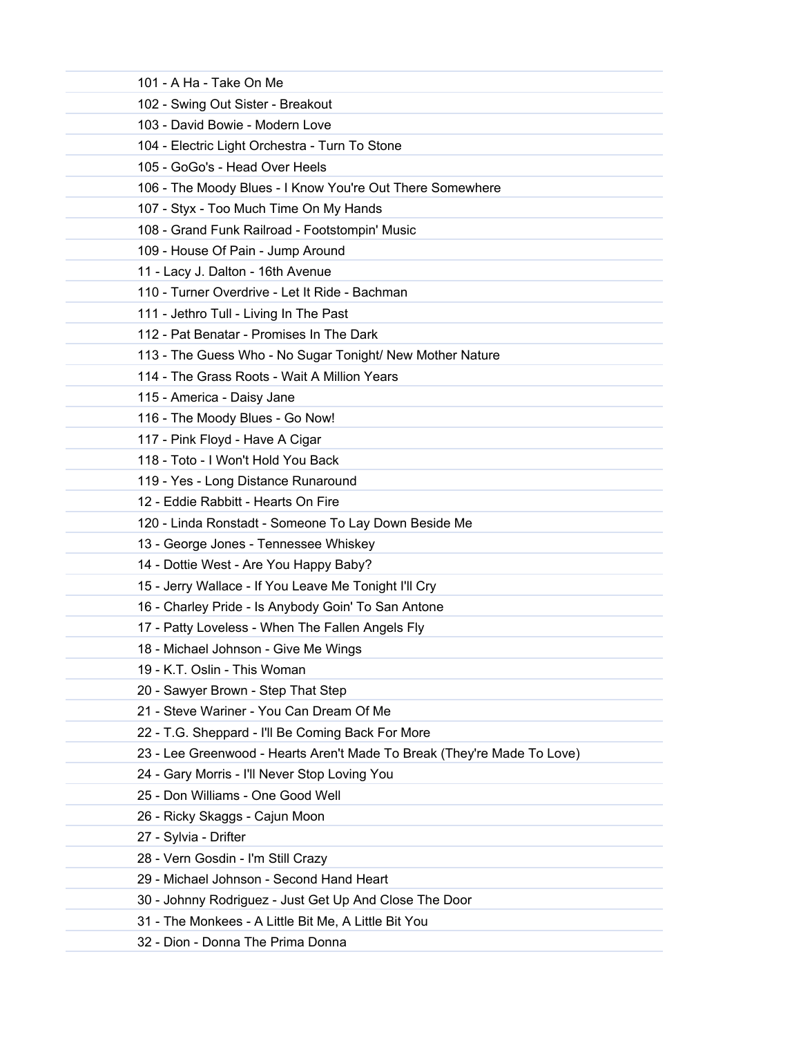101 - A Ha - Take On Me

102 - Swing Out Sister - Breakout

103 - David Bowie - Modern Love

104 - Electric Light Orchestra - Turn To Stone

105 - GoGo's - Head Over Heels

106 - The Moody Blues - I Know You're Out There Somewhere

107 - Styx - Too Much Time On My Hands

108 - Grand Funk Railroad - Footstompin' Music

109 - House Of Pain - Jump Around

11 - Lacy J. Dalton - 16th Avenue

110 - Turner Overdrive - Let It Ride - Bachman

111 - Jethro Tull - Living In The Past

112 - Pat Benatar - Promises In The Dark

113 - The Guess Who - No Sugar Tonight/ New Mother Nature

114 - The Grass Roots - Wait A Million Years

115 - America - Daisy Jane

116 - The Moody Blues - Go Now!

117 - Pink Floyd - Have A Cigar

118 - Toto - I Won't Hold You Back

119 - Yes - Long Distance Runaround

12 - Eddie Rabbitt - Hearts On Fire

120 - Linda Ronstadt - Someone To Lay Down Beside Me

13 - George Jones - Tennessee Whiskey

14 - Dottie West - Are You Happy Baby?

15 - Jerry Wallace - If You Leave Me Tonight I'll Cry

16 - Charley Pride - Is Anybody Goin' To San Antone

17 - Patty Loveless - When The Fallen Angels Fly

18 - Michael Johnson - Give Me Wings

19 - K.T. Oslin - This Woman

20 - Sawyer Brown - Step That Step

21 - Steve Wariner - You Can Dream Of Me

22 - T.G. Sheppard - I'll Be Coming Back For More

23 - Lee Greenwood - Hearts Aren't Made To Break (They're Made To Love)

24 - Gary Morris - I'll Never Stop Loving You

25 - Don Williams - One Good Well

26 - Ricky Skaggs - Cajun Moon

27 - Sylvia - Drifter

28 - Vern Gosdin - I'm Still Crazy

29 - Michael Johnson - Second Hand Heart

30 - Johnny Rodriguez - Just Get Up And Close The Door

31 - The Monkees - A Little Bit Me, A Little Bit You

32 - Dion - Donna The Prima Donna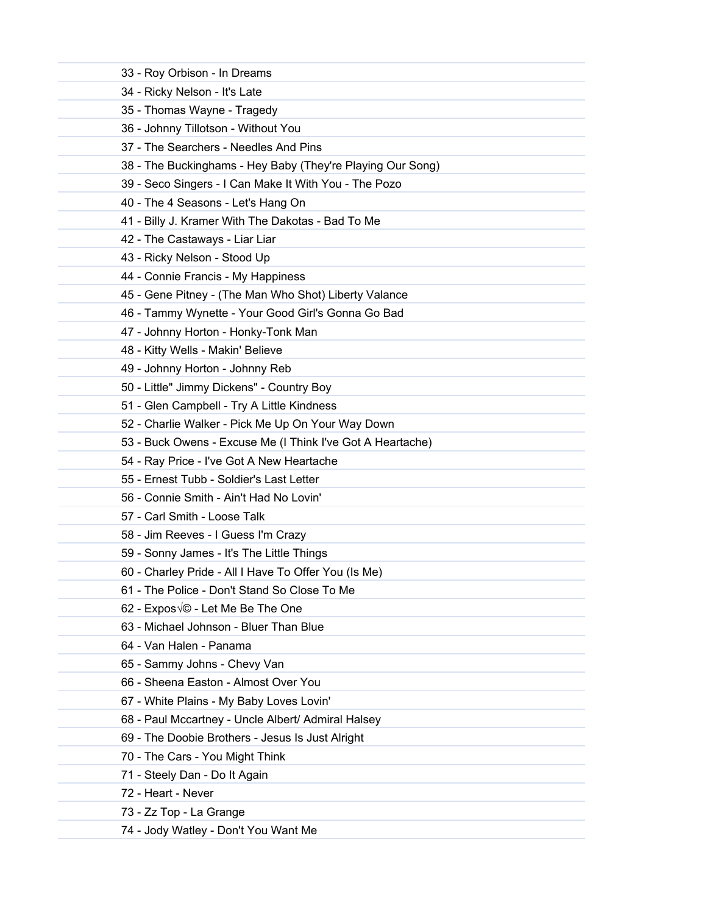33 - Roy Orbison - In Dreams

34 - Ricky Nelson - It's Late

35 - Thomas Wayne - Tragedy

36 - Johnny Tillotson - Without You

37 - The Searchers - Needles And Pins

38 - The Buckinghams - Hey Baby (They're Playing Our Song)

39 - Seco Singers - I Can Make It With You - The Pozo

40 - The 4 Seasons - Let's Hang On

41 - Billy J. Kramer With The Dakotas - Bad To Me

42 - The Castaways - Liar Liar

43 - Ricky Nelson - Stood Up

44 - Connie Francis - My Happiness

45 - Gene Pitney - (The Man Who Shot) Liberty Valance

46 - Tammy Wynette - Your Good Girl's Gonna Go Bad

47 - Johnny Horton - Honky-Tonk Man

48 - Kitty Wells - Makin' Believe

49 - Johnny Horton - Johnny Reb

50 - Little" Jimmy Dickens" - Country Boy

51 - Glen Campbell - Try A Little Kindness

52 - Charlie Walker - Pick Me Up On Your Way Down

53 - Buck Owens - Excuse Me (I Think I've Got A Heartache)

54 - Ray Price - I've Got A New Heartache

55 - Ernest Tubb - Soldier's Last Letter

56 - Connie Smith - Ain't Had No Lovin'

57 - Carl Smith - Loose Talk

58 - Jim Reeves - I Guess I'm Crazy

59 - Sonny James - It's The Little Things

60 - Charley Pride - All I Have To Offer You (Is Me)

61 - The Police - Don't Stand So Close To Me

62 - Expos√© - Let Me Be The One

63 - Michael Johnson - Bluer Than Blue

64 - Van Halen - Panama

65 - Sammy Johns - Chevy Van

66 - Sheena Easton - Almost Over You

67 - White Plains - My Baby Loves Lovin'

68 - Paul Mccartney - Uncle Albert/ Admiral Halsey

69 - The Doobie Brothers - Jesus Is Just Alright

70 - The Cars - You Might Think

71 - Steely Dan - Do It Again

72 - Heart - Never

73 - Zz Top - La Grange

74 - Jody Watley - Don't You Want Me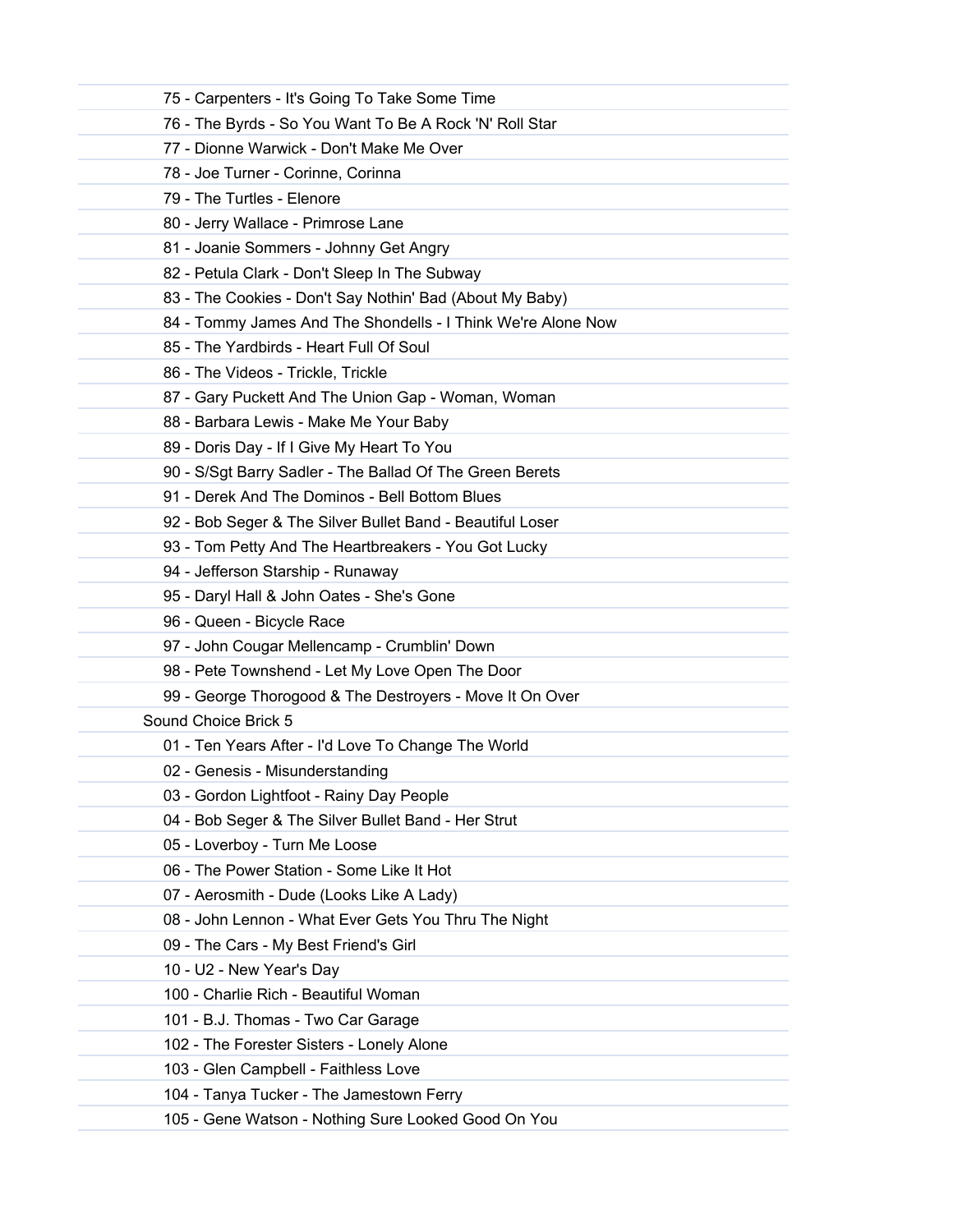75 - Carpenters - It's Going To Take Some Time

76 - The Byrds - So You Want To Be A Rock 'N' Roll Star

77 - Dionne Warwick - Don't Make Me Over

78 - Joe Turner - Corinne, Corinna

79 - The Turtles - Elenore

80 - Jerry Wallace - Primrose Lane

81 - Joanie Sommers - Johnny Get Angry

82 - Petula Clark - Don't Sleep In The Subway

83 - The Cookies - Don't Say Nothin' Bad (About My Baby)

84 - Tommy James And The Shondells - I Think We're Alone Now

85 - The Yardbirds - Heart Full Of Soul

86 - The Videos - Trickle, Trickle

87 - Gary Puckett And The Union Gap - Woman, Woman

88 - Barbara Lewis - Make Me Your Baby

89 - Doris Day - If I Give My Heart To You

90 - S/Sgt Barry Sadler - The Ballad Of The Green Berets

91 - Derek And The Dominos - Bell Bottom Blues

92 - Bob Seger & The Silver Bullet Band - Beautiful Loser

93 - Tom Petty And The Heartbreakers - You Got Lucky

94 - Jefferson Starship - Runaway

95 - Daryl Hall & John Oates - She's Gone

96 - Queen - Bicycle Race

97 - John Cougar Mellencamp - Crumblin' Down

98 - Pete Townshend - Let My Love Open The Door

99 - George Thorogood & The Destroyers - Move It On Over

Sound Choice Brick 5

01 - Ten Years After - I'd Love To Change The World

02 - Genesis - Misunderstanding

03 - Gordon Lightfoot - Rainy Day People

04 - Bob Seger & The Silver Bullet Band - Her Strut

05 - Loverboy - Turn Me Loose

06 - The Power Station - Some Like It Hot

07 - Aerosmith - Dude (Looks Like A Lady)

08 - John Lennon - What Ever Gets You Thru The Night

09 - The Cars - My Best Friend's Girl

10 - U2 - New Year's Day

100 - Charlie Rich - Beautiful Woman

101 - B.J. Thomas - Two Car Garage

102 - The Forester Sisters - Lonely Alone

103 - Glen Campbell - Faithless Love

104 - Tanya Tucker - The Jamestown Ferry

105 - Gene Watson - Nothing Sure Looked Good On You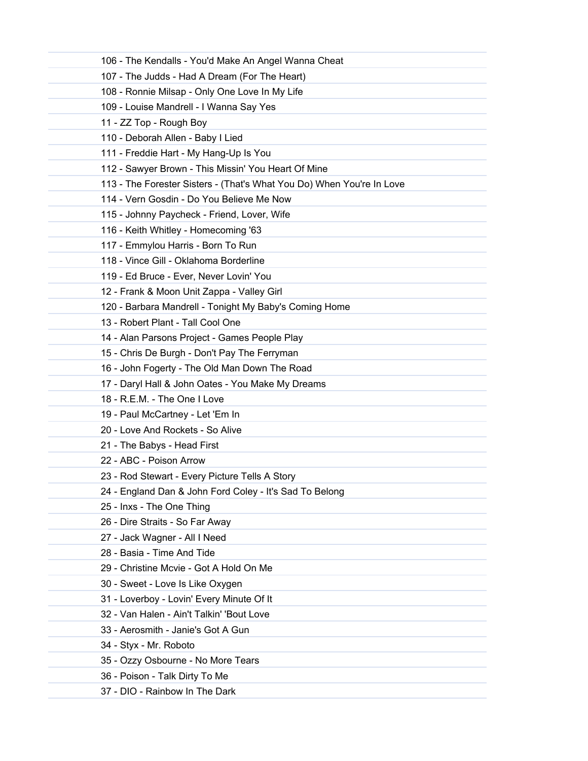106 - The Kendalls - You'd Make An Angel Wanna Cheat

107 - The Judds - Had A Dream (For The Heart)

108 - Ronnie Milsap - Only One Love In My Life

109 - Louise Mandrell - I Wanna Say Yes

11 - ZZ Top - Rough Boy

110 - Deborah Allen - Baby I Lied

111 - Freddie Hart - My Hang-Up Is You

112 - Sawyer Brown - This Missin' You Heart Of Mine

113 - The Forester Sisters - (That's What You Do) When You're In Love

114 - Vern Gosdin - Do You Believe Me Now

115 - Johnny Paycheck - Friend, Lover, Wife

116 - Keith Whitley - Homecoming '63

117 - Emmylou Harris - Born To Run

118 - Vince Gill - Oklahoma Borderline

119 - Ed Bruce - Ever, Never Lovin' You

12 - Frank & Moon Unit Zappa - Valley Girl

120 - Barbara Mandrell - Tonight My Baby's Coming Home

13 - Robert Plant - Tall Cool One

14 - Alan Parsons Project - Games People Play

15 - Chris De Burgh - Don't Pay The Ferryman

16 - John Fogerty - The Old Man Down The Road

17 - Daryl Hall & John Oates - You Make My Dreams

18 - R.E.M. - The One I Love

19 - Paul McCartney - Let 'Em In

20 - Love And Rockets - So Alive

21 - The Babys - Head First

22 - ABC - Poison Arrow

23 - Rod Stewart - Every Picture Tells A Story

24 - England Dan & John Ford Coley - It's Sad To Belong

25 - Inxs - The One Thing

26 - Dire Straits - So Far Away

27 - Jack Wagner - All I Need

28 - Basia - Time And Tide

29 - Christine Mcvie - Got A Hold On Me

30 - Sweet - Love Is Like Oxygen

31 - Loverboy - Lovin' Every Minute Of It

32 - Van Halen - Ain't Talkin' 'Bout Love

33 - Aerosmith - Janie's Got A Gun

34 - Styx - Mr. Roboto

35 - Ozzy Osbourne - No More Tears

36 - Poison - Talk Dirty To Me

37 - DIO - Rainbow In The Dark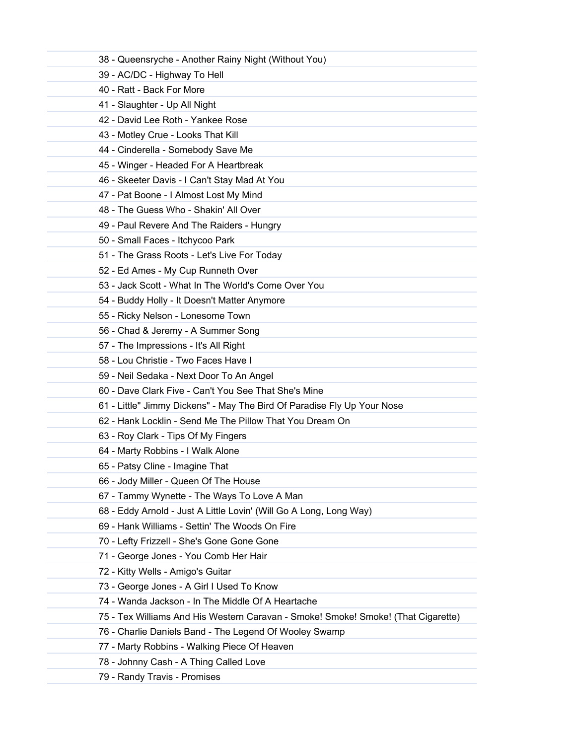38 - Queensryche - Another Rainy Night (Without You)

39 - AC/DC - Highway To Hell

40 - Ratt - Back For More

41 - Slaughter - Up All Night

42 - David Lee Roth - Yankee Rose

43 - Motley Crue - Looks That Kill

44 - Cinderella - Somebody Save Me

45 - Winger - Headed For A Heartbreak

46 - Skeeter Davis - I Can't Stay Mad At You

47 - Pat Boone - I Almost Lost My Mind

48 - The Guess Who - Shakin' All Over

49 - Paul Revere And The Raiders - Hungry

50 - Small Faces - Itchycoo Park

51 - The Grass Roots - Let's Live For Today

52 - Ed Ames - My Cup Runneth Over

53 - Jack Scott - What In The World's Come Over You

54 - Buddy Holly - It Doesn't Matter Anymore

55 - Ricky Nelson - Lonesome Town

56 - Chad & Jeremy - A Summer Song

57 - The Impressions - It's All Right

58 - Lou Christie - Two Faces Have I

59 - Neil Sedaka - Next Door To An Angel

60 - Dave Clark Five - Can't You See That She's Mine

61 - Little" Jimmy Dickens" - May The Bird Of Paradise Fly Up Your Nose

62 - Hank Locklin - Send Me The Pillow That You Dream On

63 - Roy Clark - Tips Of My Fingers

64 - Marty Robbins - I Walk Alone

65 - Patsy Cline - Imagine That

66 - Jody Miller - Queen Of The House

67 - Tammy Wynette - The Ways To Love A Man

68 - Eddy Arnold - Just A Little Lovin' (Will Go A Long, Long Way)

69 - Hank Williams - Settin' The Woods On Fire

70 - Lefty Frizzell - She's Gone Gone Gone

71 - George Jones - You Comb Her Hair

72 - Kitty Wells - Amigo's Guitar

73 - George Jones - A Girl I Used To Know

74 - Wanda Jackson - In The Middle Of A Heartache

75 - Tex Williams And His Western Caravan - Smoke! Smoke! Smoke! (That Cigarette)

76 - Charlie Daniels Band - The Legend Of Wooley Swamp

77 - Marty Robbins - Walking Piece Of Heaven

78 - Johnny Cash - A Thing Called Love

79 - Randy Travis - Promises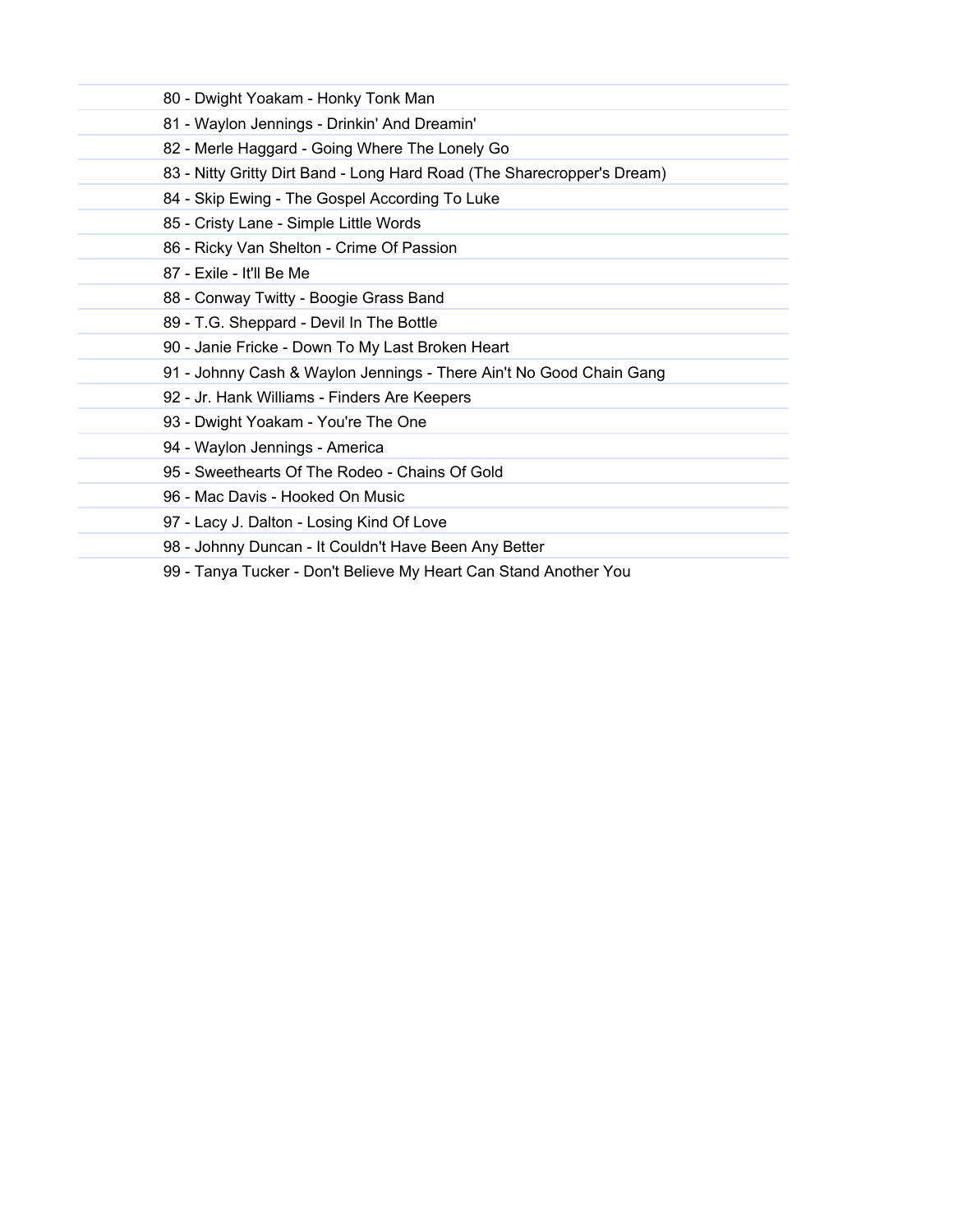80 - Dwight Yoakam - Honky Tonk Man

81 - Waylon Jennings - Drinkin' And Dreamin'

82 - Merle Haggard - Going Where The Lonely Go

83 - Nitty Gritty Dirt Band - Long Hard Road (The Sharecropper's Dream)

84 - Skip Ewing - The Gospel According To Luke

85 - Cristy Lane - Simple Little Words

86 - Ricky Van Shelton - Crime Of Passion

87 - Exile - It'll Be Me

88 - Conway Twitty - Boogie Grass Band

89 - T.G. Sheppard - Devil In The Bottle

90 - Janie Fricke - Down To My Last Broken Heart

91 - Johnny Cash & Waylon Jennings - There Ain't No Good Chain Gang

92 - Jr. Hank Williams - Finders Are Keepers

93 - Dwight Yoakam - You're The One

94 - Waylon Jennings - America

95 - Sweethearts Of The Rodeo - Chains Of Gold

96 - Mac Davis - Hooked On Music

97 - Lacy J. Dalton - Losing Kind Of Love

98 - Johnny Duncan - It Couldn't Have Been Any Better

99 - Tanya Tucker - Don't Believe My Heart Can Stand Another You